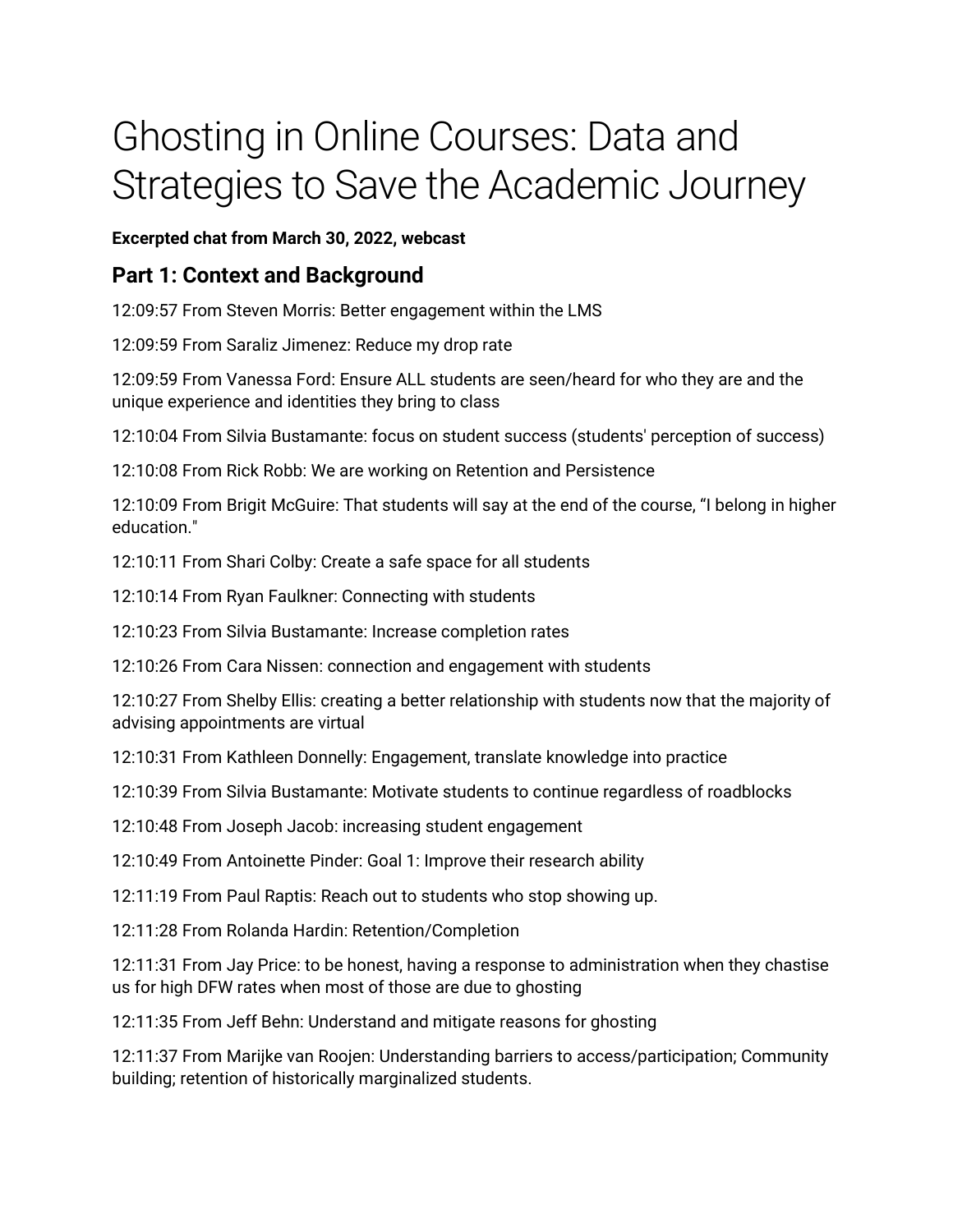# Ghosting in Online Courses: Data and Strategies to Save the Academic Journey

**Excerpted chat from March 30, 2022, webcast**

## Part 1: Context and Background

12:09:57 From Steven Morris: Better engagement within the LMS

12:09:59 From Saraliz Jimenez: Reduce my drop rate

12:09:59 From Vanessa Ford: Ensure ALL students are seen/heard for who they are and the unique experience and identities they bring to class

12:10:04 From Silvia Bustamante: focus on student success (students' perception of success)

12:10:08 From Rick Robb: We are working on Retention and Persistence

12:10:09 From Brigit McGuire: That students will say at the end of the course, "I belong in higher education."

12:10:11 From Shari Colby: Create a safe space for all students

12:10:14 From Ryan Faulkner: Connecting with students

12:10:23 From Silvia Bustamante: Increase completion rates

12:10:26 From Cara Nissen: connection and engagement with students

12:10:27 From Shelby Ellis: creating a better relationship with students now that the majority of advising appointments are virtual

12:10:31 From Kathleen Donnelly: Engagement, translate knowledge into practice

12:10:39 From Silvia Bustamante: Motivate students to continue regardless of roadblocks

12:10:48 From Joseph Jacob: increasing student engagement

12:10:49 From Antoinette Pinder: Goal 1: Improve their research ability

12:11:19 From Paul Raptis: Reach out to students who stop showing up.

12:11:28 From Rolanda Hardin: Retention/Completion

12:11:31 From Jay Price: to be honest, having a response to administration when they chastise us for high DFW rates when most of those are due to ghosting

12:11:35 From Jeff Behn: Understand and mitigate reasons for ghosting

12:11:37 From Marijke van Roojen: Understanding barriers to access/participation; Community building; retention of historically marginalized students.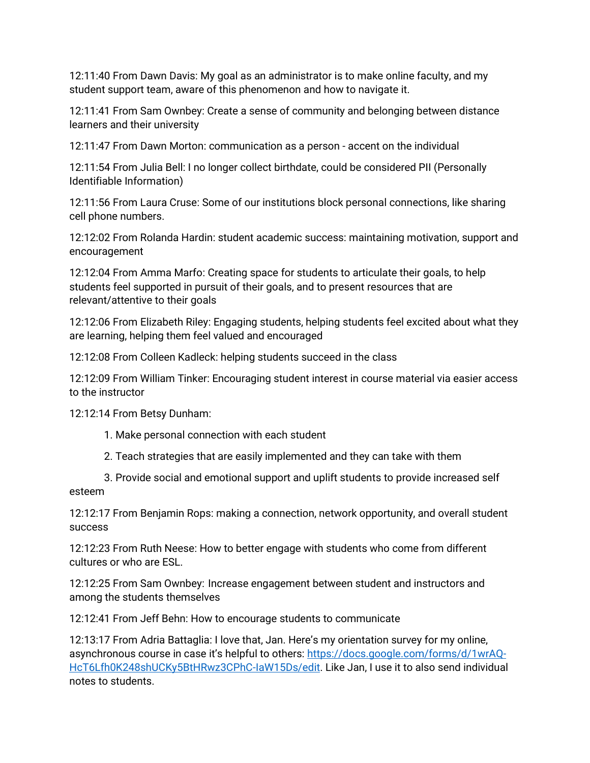12:11:40 From Dawn Davis: My goal as an administrator is to make online faculty, and my student support team, aware of this phenomenon and how to navigate it.

12:11:41 From Sam Ownbey: Create a sense of community and belonging between distance learners and their university

12:11:47 From Dawn Morton: communication as a person - accent on the individual

12:11:54 From Julia Bell: I no longer collect birthdate, could be considered PII (Personally Identifiable Information)

12:11:56 From Laura Cruse: Some of our institutions block personal connections, like sharing cell phone numbers.

12:12:02 From Rolanda Hardin: student academic success: maintaining motivation, support and encouragement

12:12:04 From Amma Marfo: Creating space for students to articulate their goals, to help students feel supported in pursuit of their goals, and to present resources that are relevant/attentive to their goals

12:12:06 From Elizabeth Riley: Engaging students, helping students feel excited about what they are learning, helping them feel valued and encouraged

12:12:08 From Colleen Kadleck: helping students succeed in the class

12:12:09 From William Tinker: Encouraging student interest in course material via easier access to the instructor

12:12:14 From Betsy Dunham:

1. Make personal connection with each student
2. Teach strategies that are easily implemented and they can take with them
3. Provide social and emotional support and uplift students to provide increased self esteem

12:12:17 From Benjamin Rops: making a connection, network opportunity, and overall student success

12:12:23 From Ruth Neese: How to better engage with students who come from different cultures or who are ESL.

12:12:25 From Sam Ownbey: Increase engagement between student and instructors and among the students themselves

12:12:41 From Jeff Behn: How to encourage students to communicate

12:13:17 From Adria Battaglia: I love that, Jan. Here's my orientation survey for my online, asynchronous course in case it's helpful to others: [https://docs.google.com/forms/d/1wrAQ-HcT6Lfh0K248shUCKy5BtHRwz3CPhC-IaW15Ds/edit](https://docs.google.com/forms/d/1wrAQ-HcT6Lfh0K248shUCKy5BtHRwz3CPhC-IaW15Ds/edit). Like Jan, I use it to also send individual notes to students.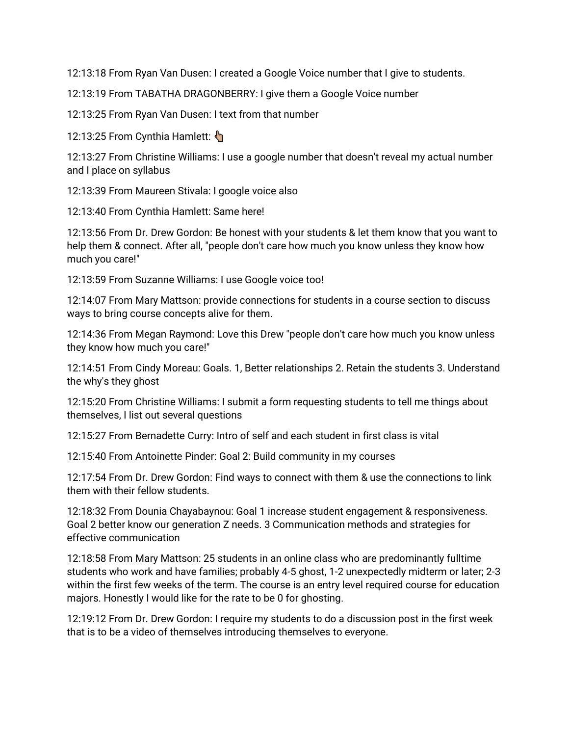12:13:18 From Ryan Van Dusen: I created a Google Voice number that I give to students.

12:13:19 From TABATHA DRAGONBERRY: I give them a Google Voice number

12:13:25 From Ryan Van Dusen: I text from that number

12:13:25 From Cynthia Hamlett: 👆🏼

12:13:27 From Christine Williams: I use a google number that doesn't reveal my actual number and I place on syllabus

12:13:39 From Maureen Stivala: I google voice also

12:13:40 From Cynthia Hamlett: Same here!

12:13:56 From Dr. Drew Gordon: Be honest with your students & let them know that you want to help them & connect. After all, "people don't care how much you know unless they know how much you care!"

12:13:59 From Suzanne Williams: I use Google voice too!

12:14:07 From Mary Mattson: provide connections for students in a course section to discuss ways to bring course concepts alive for them.

12:14:36 From Megan Raymond: Love this Drew "people don't care how much you know unless they know how much you care!"

12:14:51 From Cindy Moreau: Goals. 1, Better relationships 2. Retain the students 3. Understand the why's they ghost

12:15:20 From Christine Williams: I submit a form requesting students to tell me things about themselves, I list out several questions

12:15:27 From Bernadette Curry: Intro of self and each student in first class is vital

12:15:40 From Antoinette Pinder: Goal 2: Build community in my courses

12:17:54 From Dr. Drew Gordon: Find ways to connect with them & use the connections to link them with their fellow students.

12:18:32 From Dounia Chayabaynou: Goal 1 increase student engagement & responsiveness. Goal 2 better know our generation Z needs. 3 Communication methods and strategies for effective communication

12:18:58 From Mary Mattson: 25 students in an online class who are predominantly fulltime students who work and have families; probably 4-5 ghost, 1-2 unexpectedly midterm or later; 2-3 within the first few weeks of the term. The course is an entry level required course for education majors. Honestly I would like for the rate to be 0 for ghosting.

12:19:12 From Dr. Drew Gordon: I require my students to do a discussion post in the first week that is to be a video of themselves introducing themselves to everyone.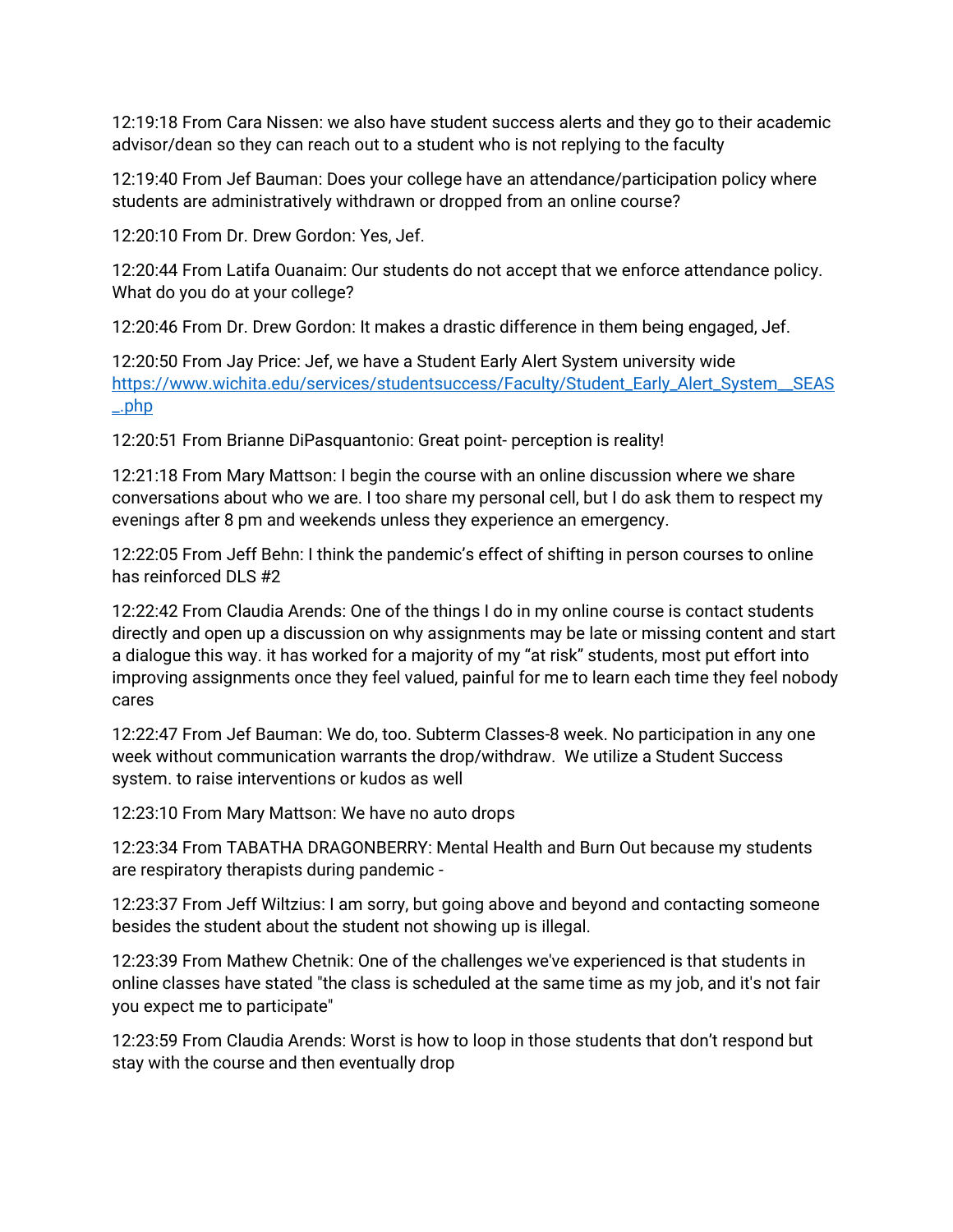12:19:18 From Cara Nissen: we also have student success alerts and they go to their academic advisor/dean so they can reach out to a student who is not replying to the faculty

12:19:40 From Jef Bauman: Does your college have an attendance/participation policy where students are administratively withdrawn or dropped from an online course?

12:20:10 From Dr. Drew Gordon: Yes, Jef.

12:20:44 From Latifa Ouanaim: Our students do not accept that we enforce attendance policy. What do you do at your college?

12:20:46 From Dr. Drew Gordon: It makes a drastic difference in them being engaged, Jef.

12:20:50 From Jay Price: Jef, we have a Student Early Alert System university wide [https://www.wichita.edu/services/studentsuccess/Faculty/Student_Early_Alert_System__SEAS_.php](https://www.wichita.edu/services/studentsuccess/Faculty/Student_Early_Alert_System__SEAS_.php)

12:20:51 From Brianne DiPasquantonio: Great point- perception is reality!

12:21:18 From Mary Mattson: I begin the course with an online discussion where we share conversations about who we are. I too share my personal cell, but I do ask them to respect my evenings after 8 pm and weekends unless they experience an emergency.

12:22:05 From Jeff Behn: I think the pandemic's effect of shifting in person courses to online has reinforced DLS #2

12:22:42 From Claudia Arends: One of the things I do in my online course is contact students directly and open up a discussion on why assignments may be late or missing content and start a dialogue this way. it has worked for a majority of my "at risk" students, most put effort into improving assignments once they feel valued, painful for me to learn each time they feel nobody cares

12:22:47 From Jef Bauman: We do, too. Subterm Classes-8 week. No participation in any one week without communication warrants the drop/withdraw. We utilize a Student Success system. to raise interventions or kudos as well

12:23:10 From Mary Mattson: We have no auto drops

12:23:34 From TABATHA DRAGONBERRY: Mental Health and Burn Out because my students are respiratory therapists during pandemic -

12:23:37 From Jeff Wiltzius: I am sorry, but going above and beyond and contacting someone besides the student about the student not showing up is illegal.

12:23:39 From Mathew Chetnik: One of the challenges we've experienced is that students in online classes have stated "the class is scheduled at the same time as my job, and it's not fair you expect me to participate"

12:23:59 From Claudia Arends: Worst is how to loop in those students that don't respond but stay with the course and then eventually drop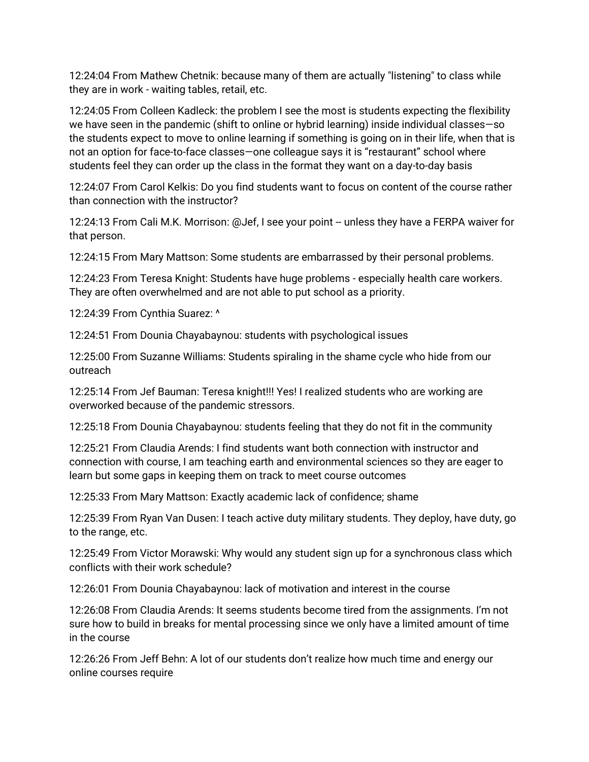12:24:04 From Mathew Chetnik: because many of them are actually "listening" to class while they are in work - waiting tables, retail, etc.

12:24:05 From Colleen Kadleck: the problem I see the most is students expecting the flexibility we have seen in the pandemic (shift to online or hybrid learning) inside individual classes—so the students expect to move to online learning if something is going on in their life, when that is not an option for face-to-face classes—one colleague says it is “restaurant” school where students feel they can order up the class in the format they want on a day-to-day basis

12:24:07 From Carol Kelkis: Do you find students want to focus on content of the course rather than connection with the instructor?

12:24:13 From Cali M.K. Morrison: @Jef, I see your point -- unless they have a FERPA waiver for that person.

12:24:15 From Mary Mattson: Some students are embarrassed by their personal problems.

12:24:23 From Teresa Knight: Students have huge problems - especially health care workers. They are often overwhelmed and are not able to put school as a priority.

12:24:39 From Cynthia Suarez: ^

12:24:51 From Dounia Chayabaynou: students with psychological issues

12:25:00 From Suzanne Williams: Students spiraling in the shame cycle who hide from our outreach

12:25:14 From Jef Bauman: Teresa knight!!! Yes! I realized students who are working are overworked because of the pandemic stressors.

12:25:18 From Dounia Chayabaynou: students feeling that they do not fit in the community

12:25:21 From Claudia Arends: I find students want both connection with instructor and connection with course, I am teaching earth and environmental sciences so they are eager to learn but some gaps in keeping them on track to meet course outcomes

12:25:33 From Mary Mattson: Exactly academic lack of confidence; shame

12:25:39 From Ryan Van Dusen: I teach active duty military students. They deploy, have duty, go to the range, etc.

12:25:49 From Victor Morawski: Why would any student sign up for a synchronous class which conflicts with their work schedule?

12:26:01 From Dounia Chayabaynou: lack of motivation and interest in the course

12:26:08 From Claudia Arends: It seems students become tired from the assignments. I'm not sure how to build in breaks for mental processing since we only have a limited amount of time in the course

12:26:26 From Jeff Behn: A lot of our students don't realize how much time and energy our online courses require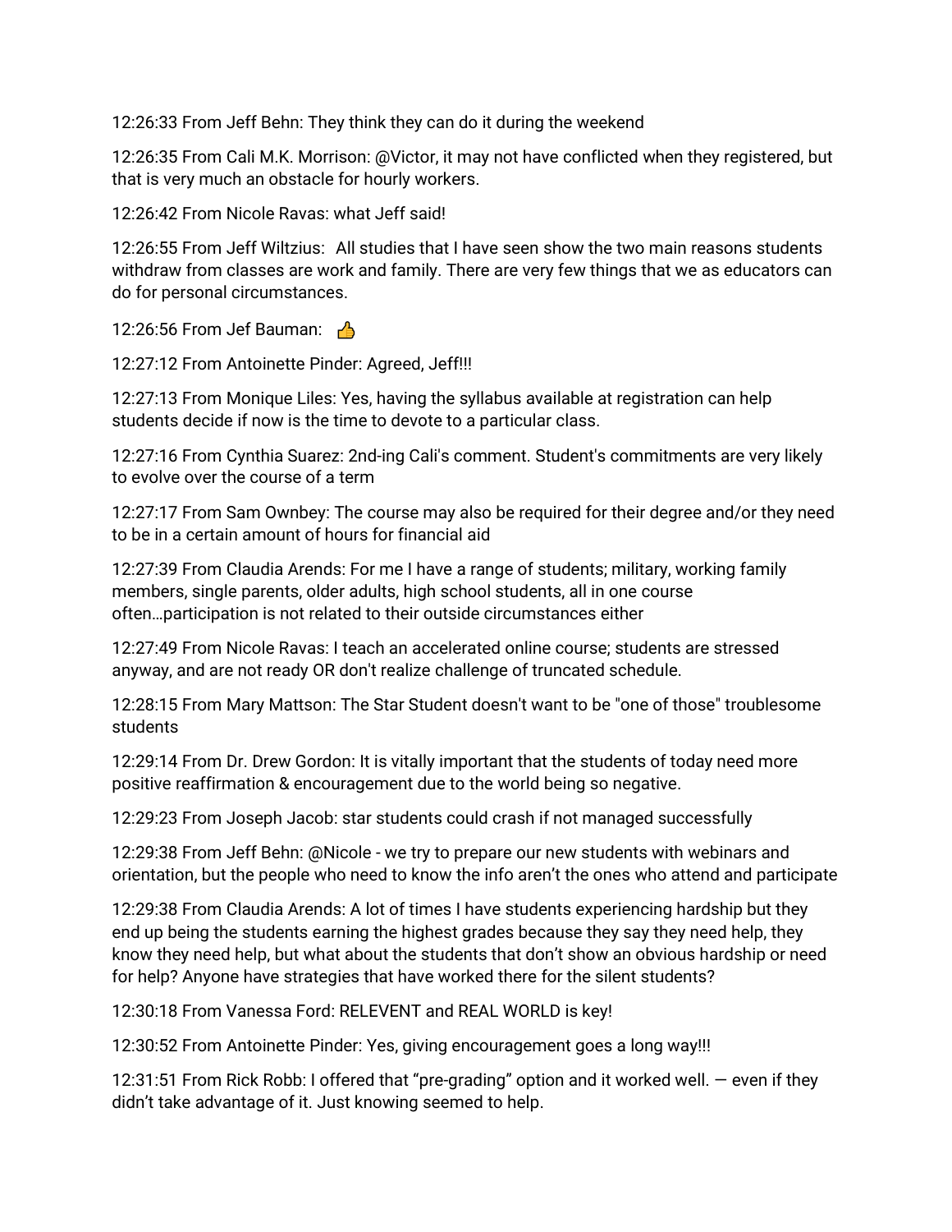12:26:33 From Jeff Behn: They think they can do it during the weekend

12:26:35 From Cali M.K. Morrison: @Victor, it may not have conflicted when they registered, but that is very much an obstacle for hourly workers.

12:26:42 From Nicole Ravas: what Jeff said!

12:26:55 From Jeff Wiltzius: All studies that I have seen show the two main reasons students withdraw from classes are work and family. There are very few things that we as educators can do for personal circumstances.

12:26:56 From Jef Bauman: 👍

12:27:12 From Antoinette Pinder: Agreed, Jeff!!!

12:27:13 From Monique Liles: Yes, having the syllabus available at registration can help students decide if now is the time to devote to a particular class.

12:27:16 From Cynthia Suarez: 2nd-ing Cali's comment. Student's commitments are very likely to evolve over the course of a term

12:27:17 From Sam Ownbey: The course may also be required for their degree and/or they need to be in a certain amount of hours for financial aid

12:27:39 From Claudia Arends: For me I have a range of students; military, working family members, single parents, older adults, high school students, all in one course often…participation is not related to their outside circumstances either

12:27:49 From Nicole Ravas: I teach an accelerated online course; students are stressed anyway, and are not ready OR don't realize challenge of truncated schedule.

12:28:15 From Mary Mattson: The Star Student doesn't want to be "one of those" troublesome students

12:29:14 From Dr. Drew Gordon: It is vitally important that the students of today need more positive reaffirmation & encouragement due to the world being so negative.

12:29:23 From Joseph Jacob: star students could crash if not managed successfully

12:29:38 From Jeff Behn: @Nicole - we try to prepare our new students with webinars and orientation, but the people who need to know the info aren't the ones who attend and participate

12:29:38 From Claudia Arends: A lot of times I have students experiencing hardship but they end up being the students earning the highest grades because they say they need help, they know they need help, but what about the students that don't show an obvious hardship or need for help? Anyone have strategies that have worked there for the silent students?

12:30:18 From Vanessa Ford: RELEVENT and REAL WORLD is key!

12:30:52 From Antoinette Pinder: Yes, giving encouragement goes a long way!!!

12:31:51 From Rick Robb: I offered that "pre-grading" option and it worked well. — even if they didn't take advantage of it. Just knowing seemed to help.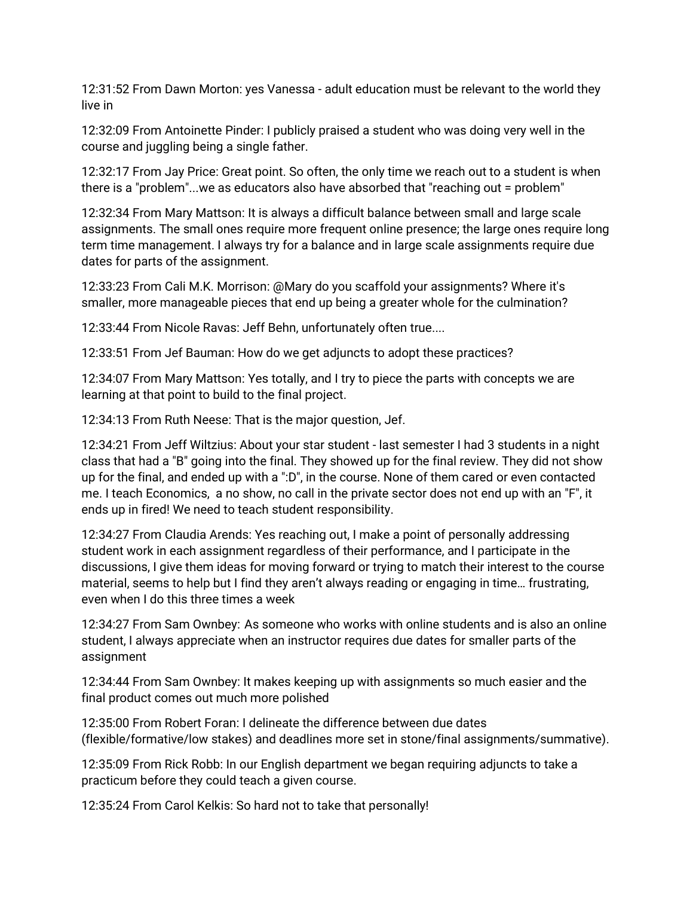12:31:52 From Dawn Morton: yes Vanessa - adult education must be relevant to the world they live in

12:32:09 From Antoinette Pinder: I publicly praised a student who was doing very well in the course and juggling being a single father.

12:32:17 From Jay Price: Great point. So often, the only time we reach out to a student is when there is a "problem"...we as educators also have absorbed that "reaching out = problem"

12:32:34 From Mary Mattson: It is always a difficult balance between small and large scale assignments. The small ones require more frequent online presence; the large ones require long term time management. I always try for a balance and in large scale assignments require due dates for parts of the assignment.

12:33:23 From Cali M.K. Morrison: @Mary do you scaffold your assignments? Where it's smaller, more manageable pieces that end up being a greater whole for the culmination?

12:33:44 From Nicole Ravas: Jeff Behn, unfortunately often true....

12:33:51 From Jef Bauman: How do we get adjuncts to adopt these practices?

12:34:07 From Mary Mattson: Yes totally, and I try to piece the parts with concepts we are learning at that point to build to the final project.

12:34:13 From Ruth Neese: That is the major question, Jef.

12:34:21 From Jeff Wiltzius: About your star student - last semester I had 3 students in a night class that had a "B" going into the final. They showed up for the final review. They did not show up for the final, and ended up with a ":D", in the course. None of them cared or even contacted me. I teach Economics,  a no show, no call in the private sector does not end up with an "F", it ends up in fired! We need to teach student responsibility.

12:34:27 From Claudia Arends: Yes reaching out, I make a point of personally addressing student work in each assignment regardless of their performance, and I participate in the discussions, I give them ideas for moving forward or trying to match their interest to the course material, seems to help but I find they aren't always reading or engaging in time… frustrating, even when I do this three times a week

12:34:27 From Sam Ownbey: As someone who works with online students and is also an online student, I always appreciate when an instructor requires due dates for smaller parts of the assignment

12:34:44 From Sam Ownbey: It makes keeping up with assignments so much easier and the final product comes out much more polished

12:35:00 From Robert Foran: I delineate the difference between due dates (flexible/formative/low stakes) and deadlines more set in stone/final assignments/summative).

12:35:09 From Rick Robb: In our English department we began requiring adjuncts to take a practicum before they could teach a given course.

12:35:24 From Carol Kelkis: So hard not to take that personally!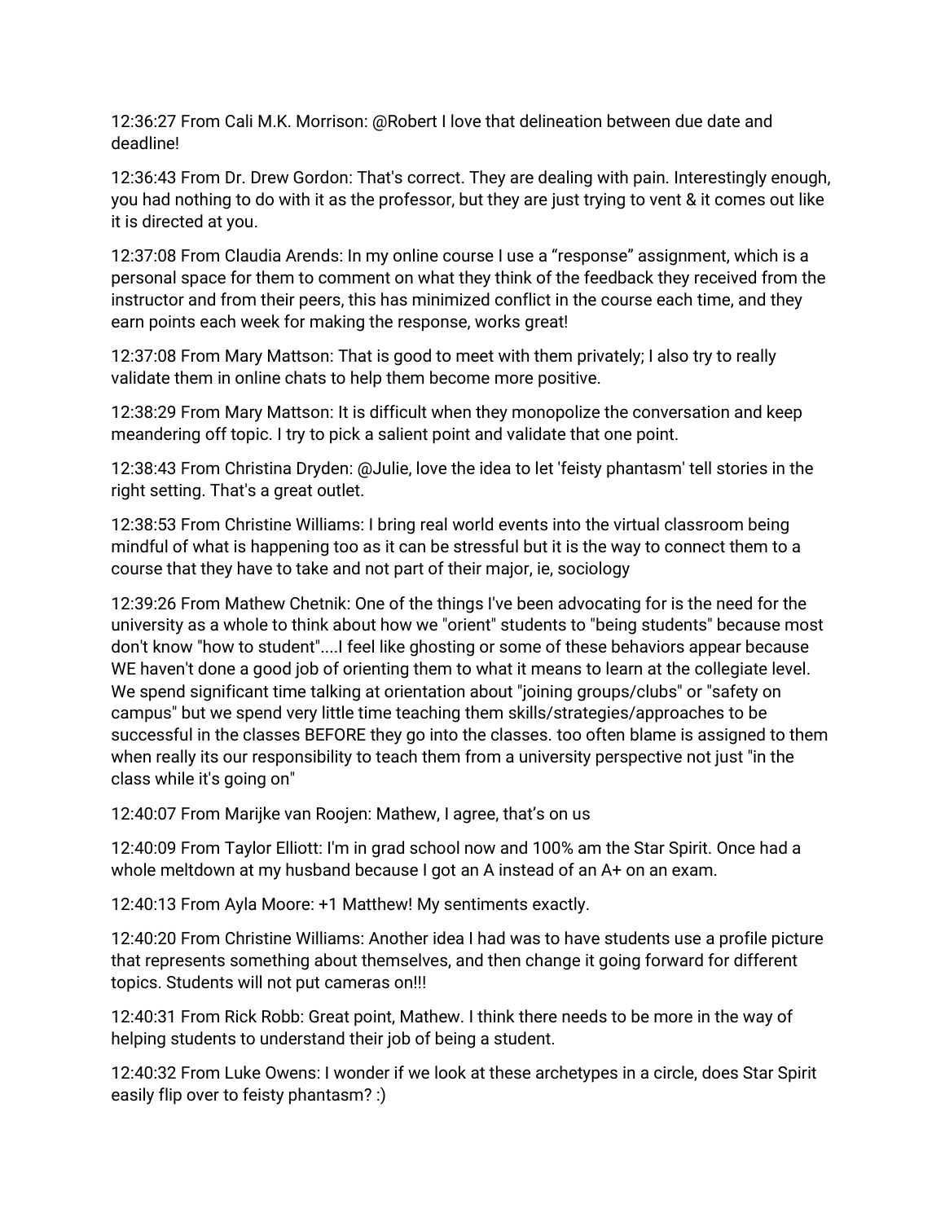12:36:27 From Cali M.K. Morrison: @Robert I love that delineation between due date and deadline!

12:36:43 From Dr. Drew Gordon: That's correct. They are dealing with pain. Interestingly enough, you had nothing to do with it as the professor, but they are just trying to vent & it comes out like it is directed at you.

12:37:08 From Claudia Arends: In my online course I use a “response” assignment, which is a personal space for them to comment on what they think of the feedback they received from the instructor and from their peers, this has minimized conflict in the course each time, and they earn points each week for making the response, works great!

12:37:08 From Mary Mattson: That is good to meet with them privately; I also try to really validate them in online chats to help them become more positive.

12:38:29 From Mary Mattson: It is difficult when they monopolize the conversation and keep meandering off topic. I try to pick a salient point and validate that one point.

12:38:43 From Christina Dryden: @Julie, love the idea to let 'feisty phantasm' tell stories in the right setting. That's a great outlet.

12:38:53 From Christine Williams: I bring real world events into the virtual classroom being mindful of what is happening too as it can be stressful but it is the way to connect them to a course that they have to take and not part of their major, ie, sociology

12:39:26 From Mathew Chetnik: One of the things I've been advocating for is the need for the university as a whole to think about how we "orient" students to "being students" because most don't know "how to student"....I feel like ghosting or some of these behaviors appear because WE haven't done a good job of orienting them to what it means to learn at the collegiate level. We spend significant time talking at orientation about "joining groups/clubs" or "safety on campus" but we spend very little time teaching them skills/strategies/approaches to be successful in the classes BEFORE they go into the classes. too often blame is assigned to them when really its our responsibility to teach them from a university perspective not just "in the class while it's going on"

12:40:07 From Marijke van Roojen: Mathew, I agree, that’s on us

12:40:09 From Taylor Elliott: I'm in grad school now and 100% am the Star Spirit. Once had a whole meltdown at my husband because I got an A instead of an A+ on an exam.

12:40:13 From Ayla Moore: +1 Matthew! My sentiments exactly.

12:40:20 From Christine Williams: Another idea I had was to have students use a profile picture that represents something about themselves, and then change it going forward for different topics. Students will not put cameras on!!!

12:40:31 From Rick Robb: Great point, Mathew. I think there needs to be more in the way of helping students to understand their job of being a student.

12:40:32 From Luke Owens: I wonder if we look at these archetypes in a circle, does Star Spirit easily flip over to feisty phantasm? :)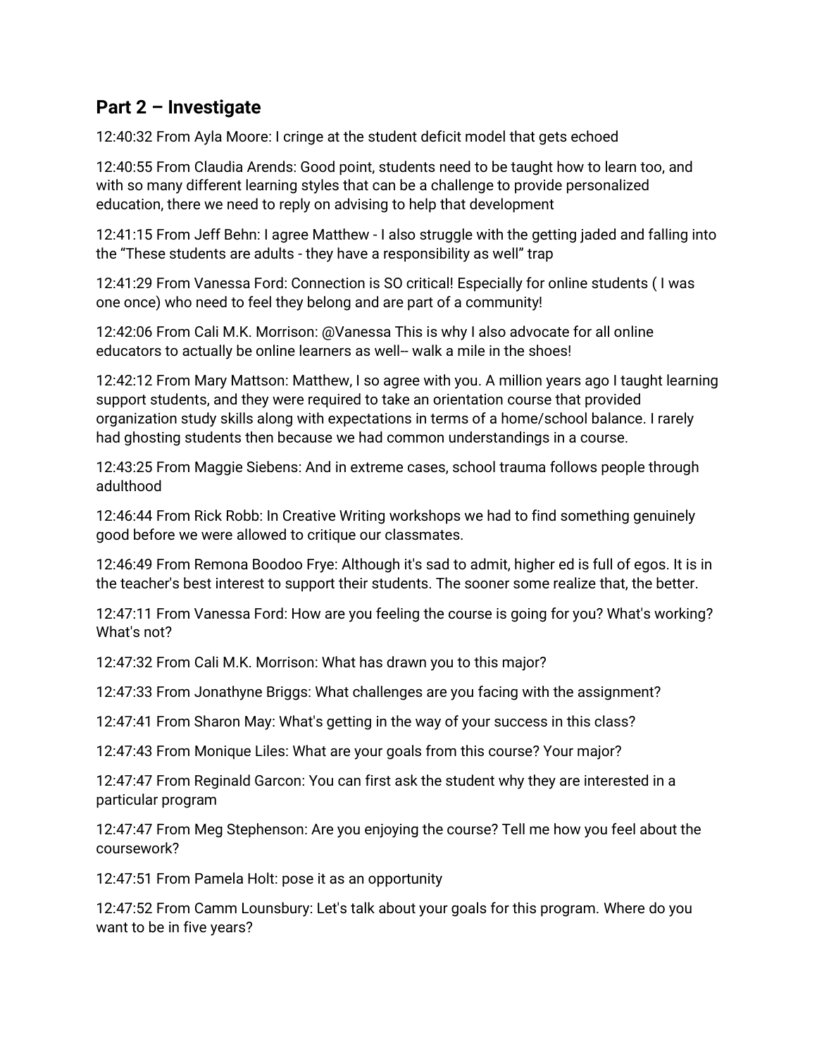## Part 2 – Investigate

12:40:32 From Ayla Moore: I cringe at the student deficit model that gets echoed

12:40:55 From Claudia Arends: Good point, students need to be taught how to learn too, and with so many different learning styles that can be a challenge to provide personalized education, there we need to reply on advising to help that development

12:41:15 From Jeff Behn: I agree Matthew - I also struggle with the getting jaded and falling into the "These students are adults - they have a responsibility as well" trap

12:41:29 From Vanessa Ford: Connection is SO critical! Especially for online students ( I was one once) who need to feel they belong and are part of a community!

12:42:06 From Cali M.K. Morrison: @Vanessa This is why I also advocate for all online educators to actually be online learners as well-- walk a mile in the shoes!

12:42:12 From Mary Mattson: Matthew, I so agree with you. A million years ago I taught learning support students, and they were required to take an orientation course that provided organization study skills along with expectations in terms of a home/school balance. I rarely had ghosting students then because we had common understandings in a course.

12:43:25 From Maggie Siebens: And in extreme cases, school trauma follows people through adulthood

12:46:44 From Rick Robb: In Creative Writing workshops we had to find something genuinely good before we were allowed to critique our classmates.

12:46:49 From Remona Boodoo Frye: Although it's sad to admit, higher ed is full of egos. It is in the teacher's best interest to support their students. The sooner some realize that, the better.

12:47:11 From Vanessa Ford: How are you feeling the course is going for you? What's working? What's not?

12:47:32 From Cali M.K. Morrison: What has drawn you to this major?

12:47:33 From Jonathyne Briggs: What challenges are you facing with the assignment?

12:47:41 From Sharon May: What's getting in the way of your success in this class?

12:47:43 From Monique Liles: What are your goals from this course? Your major?

12:47:47 From Reginald Garcon: You can first ask the student why they are interested in a particular program

12:47:47 From Meg Stephenson: Are you enjoying the course? Tell me how you feel about the coursework?

12:47:51 From Pamela Holt: pose it as an opportunity

12:47:52 From Camm Lounsbury: Let's talk about your goals for this program. Where do you want to be in five years?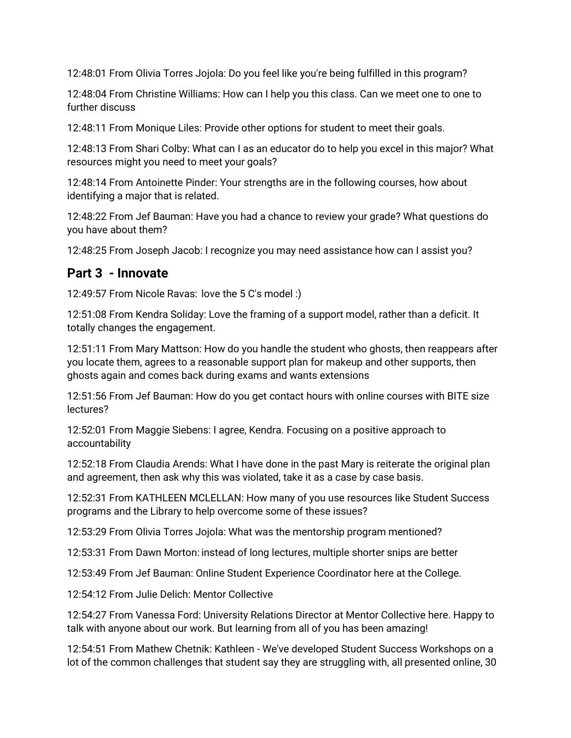12:48:01 From Olivia Torres Jojola: Do you feel like you're being fulfilled in this program?

12:48:04 From Christine Williams: How can I help you this class. Can we meet one to one to further discuss

12:48:11 From Monique Liles: Provide other options for student to meet their goals.

12:48:13 From Shari Colby: What can I as an educator do to help you excel in this major? What resources might you need to meet your goals?

12:48:14 From Antoinette Pinder: Your strengths are in the following courses, how about identifying a major that is related.

12:48:22 From Jef Bauman: Have you had a chance to review your grade? What questions do you have about them?

12:48:25 From Joseph Jacob: I recognize you may need assistance how can I assist you?

## Part 3 - Innovate

12:49:57 From Nicole Ravas: love the 5 C's model :)

12:51:08 From Kendra Soliday: Love the framing of a support model, rather than a deficit. It totally changes the engagement.

12:51:11 From Mary Mattson: How do you handle the student who ghosts, then reappears after you locate them, agrees to a reasonable support plan for makeup and other supports, then ghosts again and comes back during exams and wants extensions

12:51:56 From Jef Bauman: How do you get contact hours with online courses with BITE size lectures?

12:52:01 From Maggie Siebens: I agree, Kendra. Focusing on a positive approach to accountability

12:52:18 From Claudia Arends: What I have done in the past Mary is reiterate the original plan and agreement, then ask why this was violated, take it as a case by case basis.

12:52:31 From KATHLEEN MCLELLAN: How many of you use resources like Student Success programs and the Library to help overcome some of these issues?

12:53:29 From Olivia Torres Jojola: What was the mentorship program mentioned?

12:53:31 From Dawn Morton: instead of long lectures, multiple shorter snips are better

12:53:49 From Jef Bauman: Online Student Experience Coordinator here at the College.

12:54:12 From Julie Delich: Mentor Collective

12:54:27 From Vanessa Ford: University Relations Director at Mentor Collective here. Happy to talk with anyone about our work. But learning from all of you has been amazing!

12:54:51 From Mathew Chetnik: Kathleen - We've developed Student Success Workshops on a lot of the common challenges that student say they are struggling with, all presented online, 30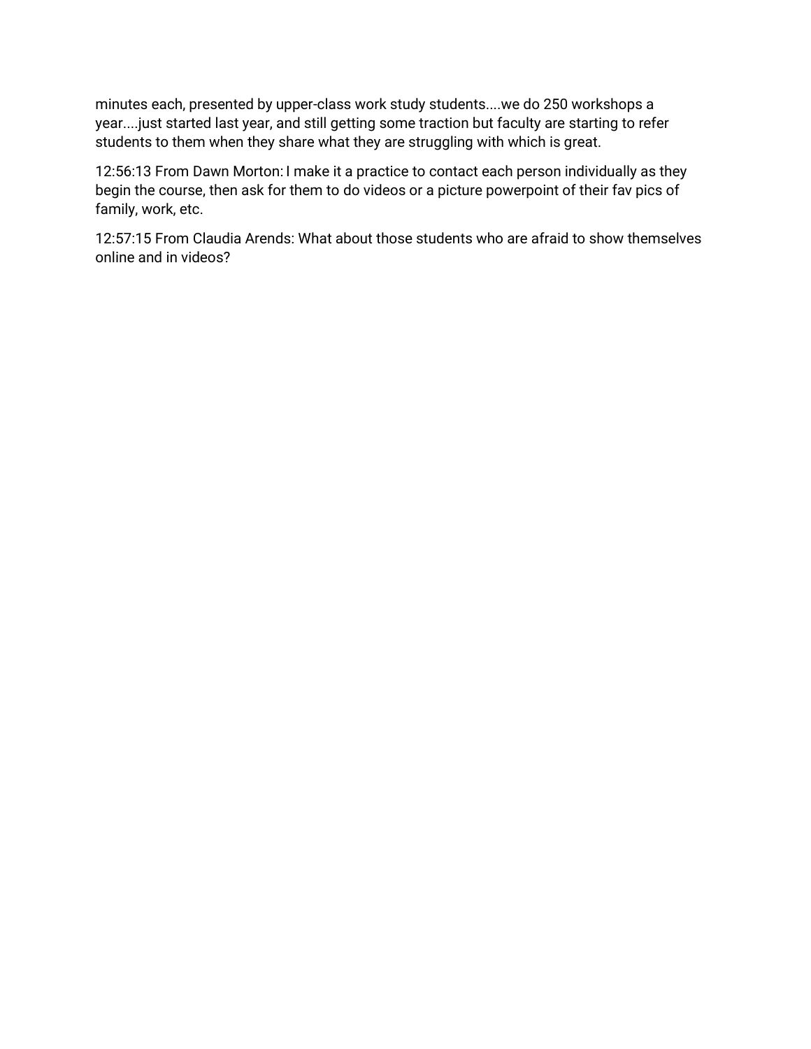minutes each, presented by upper-class work study students....we do 250 workshops a year....just started last year, and still getting some traction but faculty are starting to refer students to them when they share what they are struggling with which is great.

12:56:13 From Dawn Morton: I make it a practice to contact each person individually as they begin the course, then ask for them to do videos or a picture powerpoint of their fav pics of family, work, etc.

12:57:15 From Claudia Arends: What about those students who are afraid to show themselves online and in videos?